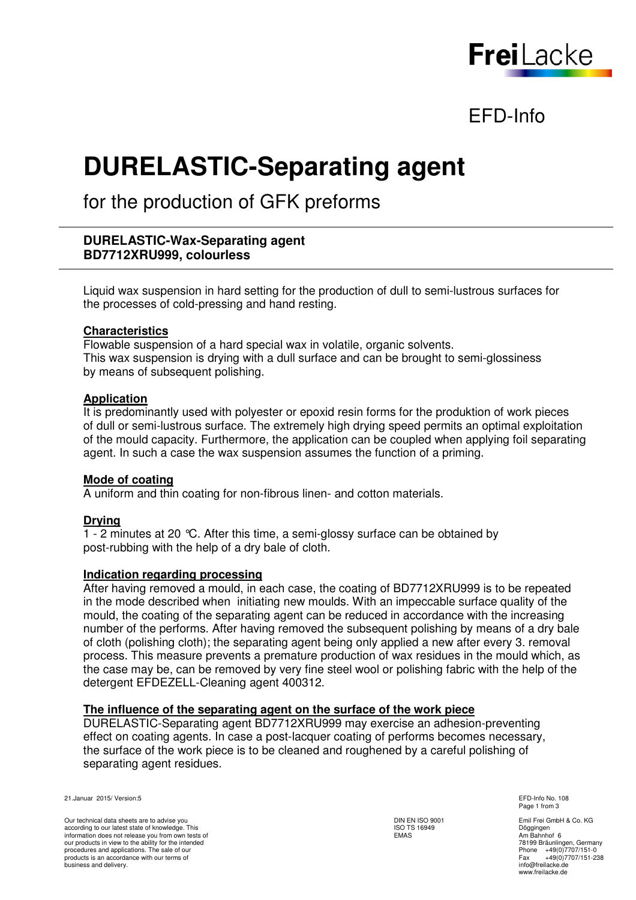FreiLacke

EFD-Info

# DURELASTIC-Separating agent

## for the production of GFK preforms

**DURELASTIC-Wax-Separating agent**
**BD7712XRU999, colourless**

Liquid wax suspension in hard setting for the production of dull to semi-lustrous surfaces for the processes of cold-pressing and hand resting.

### Characteristics

Flowable suspension of a hard special wax in volatile, organic solvents.
This wax suspension is drying with a dull surface and can be brought to semi-glossiness by means of subsequent polishing.

### Application

It is predominantly used with polyester or epoxid resin forms for the produktion of work pieces of dull or semi-lustrous surface. The extremely high drying speed permits an optimal exploitation of the mould capacity. Furthermore, the application can be coupled when applying foil separating agent. In such a case the wax suspension assumes the function of a priming.

### Mode of coating

A uniform and thin coating for non-fibrous linen- and cotton materials.

### Drying

1 - 2 minutes at 20 °C. After this time, a semi-glossy surface can be obtained by post-rubbing with the help of a dry bale of cloth.

### Indication regarding processing

After having removed a mould, in each case, the coating of BD7712XRU999 is to be repeated in the mode described when initiating new moulds. With an impeccable surface quality of the mould, the coating of the separating agent can be reduced in accordance with the increasing number of the performs. After having removed the subsequent polishing by means of a dry bale of cloth (polishing cloth); the separating agent being only applied a new after every 3. removal process. This measure prevents a premature production of wax residues in the mould which, as the case may be, can be removed by very fine steel wool or polishing fabric with the help of the detergent EFDEZELL-Cleaning agent 400312.

### The influence of the separating agent on the surface of the work piece

DURELASTIC-Separating agent BD7712XRU999 may exercise an adhesion-preventing effect on coating agents. In case a post-lacquer coating of performs becomes necessary, the surface of the work piece is to be cleaned and roughened by a careful polishing of separating agent residues.

21.Januar 2015/ Version:5

EFD-Info No. 108

Our technical data sheets are to advise you according to our latest state of knowledge. This information does not release you from own tests of our products in view to the ability for the intended procedures and applications. The sale of our products is an accordance with our terms of business and delivery.

DIN EN ISO 9001
ISO TS 16949
EMAS

Emil Frei GmbH & Co. KG
Döggingen
Am Bahnhof 6
78199 Bräunlingen, Germany
Phone +49(0)7707/151-0
Fax +49(0)7707/151-238
info@freilacke.de
www.freilacke.de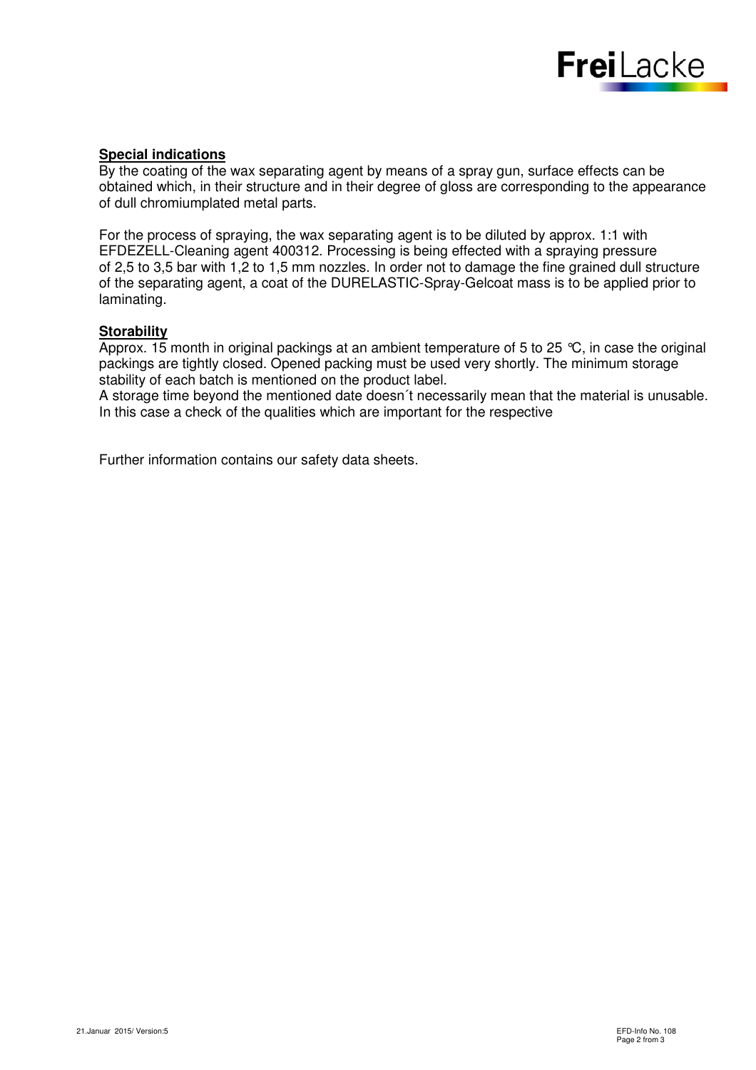## Special indications

By the coating of the wax separating agent by means of a spray gun, surface effects can be obtained which, in their structure and in their degree of gloss are corresponding to the appearance of dull chromiumplated metal parts.

For the process of spraying, the wax separating agent is to be diluted by approx. 1:1 with EFDEZELL-Cleaning agent 400312. Processing is being effected with a spraying pressure of 2,5 to 3,5 bar with 1,2 to 1,5 mm nozzles. In order not to damage the fine grained dull structure of the separating agent, a coat of the DURELASTIC-Spray-Gelcoat mass is to be applied prior to laminating.

## Storability

Approx. 15 month in original packings at an ambient temperature of 5 to 25 °C, in case the original packings are tightly closed. Opened packing must be used very shortly. The minimum storage stability of each batch is mentioned on the product label.
A storage time beyond the mentioned date doesn´t necessarily mean that the material is unusable. In this case a check of the qualities which are important for the respective

Further information contains our safety data sheets.